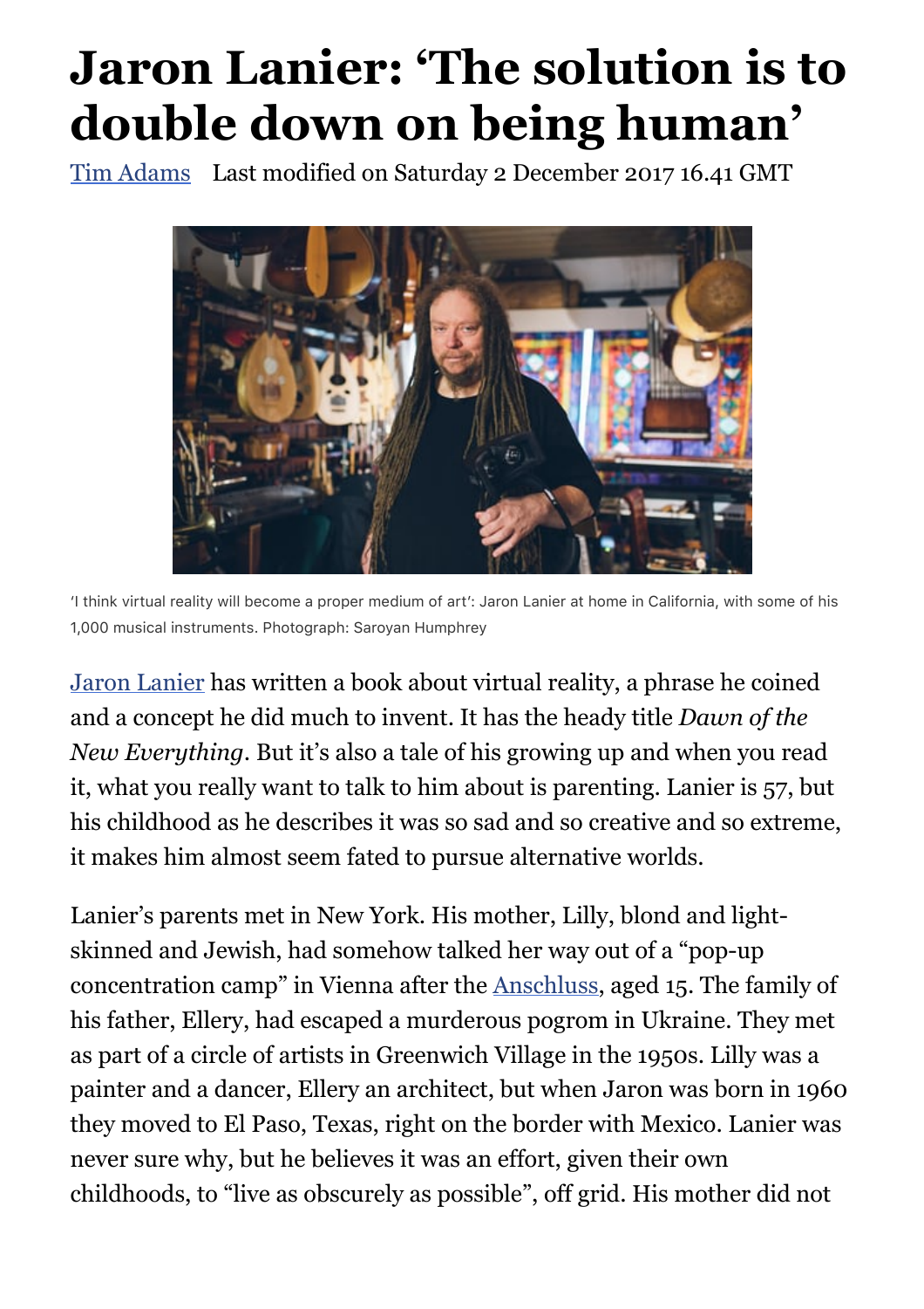# Jaron Lanier: 'The solution is to double down on being human'

Tim Adams   Last modified on Saturday 2 December 2017 16.41 GMT

'I think virtual reality will become a proper medium of art': Jaron Lanier at home in California, with some of his 1,000 musical instruments. Photograph: Saroyan Humphrey

Jaron Lanier has written a book about virtual reality, a phrase he coined and a concept he did much to invent. It has the heady title *Dawn of the New Everything*. But it's also a tale of his growing up and when you read it, what you really want to talk to him about is parenting. Lanier is 57, but his childhood as he describes it was so sad and so creative and so extreme, it makes him almost seem fated to pursue alternative worlds.

Lanier's parents met in New York. His mother, Lilly, blond and light-skinned and Jewish, had somehow talked her way out of a "pop-up concentration camp" in Vienna after the Anschluss, aged 15. The family of his father, Ellery, had escaped a murderous pogrom in Ukraine. They met as part of a circle of artists in Greenwich Village in the 1950s. Lilly was a painter and a dancer, Ellery an architect, but when Jaron was born in 1960 they moved to El Paso, Texas, right on the border with Mexico. Lanier was never sure why, but he believes it was an effort, given their own childhoods, to "live as obscurely as possible", off grid. His mother did not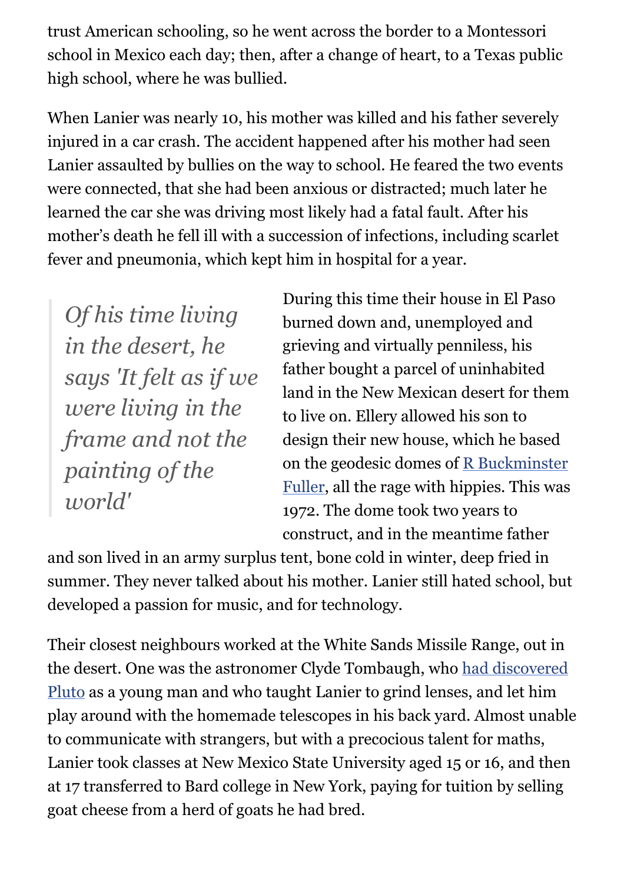trust American schooling, so he went across the border to a Montessori school in Mexico each day; then, after a change of heart, to a Texas public high school, where he was bullied.

When Lanier was nearly 10, his mother was killed and his father severely injured in a car crash. The accident happened after his mother had seen Lanier assaulted by bullies on the way to school. He feared the two events were connected, that she had been anxious or distracted; much later he learned the car she was driving most likely had a fatal fault. After his mother's death he fell ill with a succession of infections, including scarlet fever and pneumonia, which kept him in hospital for a year.

> *Of his time living in the desert, he says 'It felt as if we were living in the frame and not the painting of the world'*

During this time their house in El Paso burned down and, unemployed and grieving and virtually penniless, his father bought a parcel of uninhabited land in the New Mexican desert for them to live on. Ellery allowed his son to design their new house, which he based on the geodesic domes of [R Buckminster Fuller](), all the rage with hippies. This was 1972. The dome took two years to construct, and in the meantime father and son lived in an army surplus tent, bone cold in winter, deep fried in summer. They never talked about his mother. Lanier still hated school, but developed a passion for music, and for technology.

Their closest neighbours worked at the White Sands Missile Range, out in the desert. One was the astronomer Clyde Tombaugh, who [had discovered Pluto]() as a young man and who taught Lanier to grind lenses, and let him play around with the homemade telescopes in his back yard. Almost unable to communicate with strangers, but with a precocious talent for maths, Lanier took classes at New Mexico State University aged 15 or 16, and then at 17 transferred to Bard college in New York, paying for tuition by selling goat cheese from a herd of goats he had bred.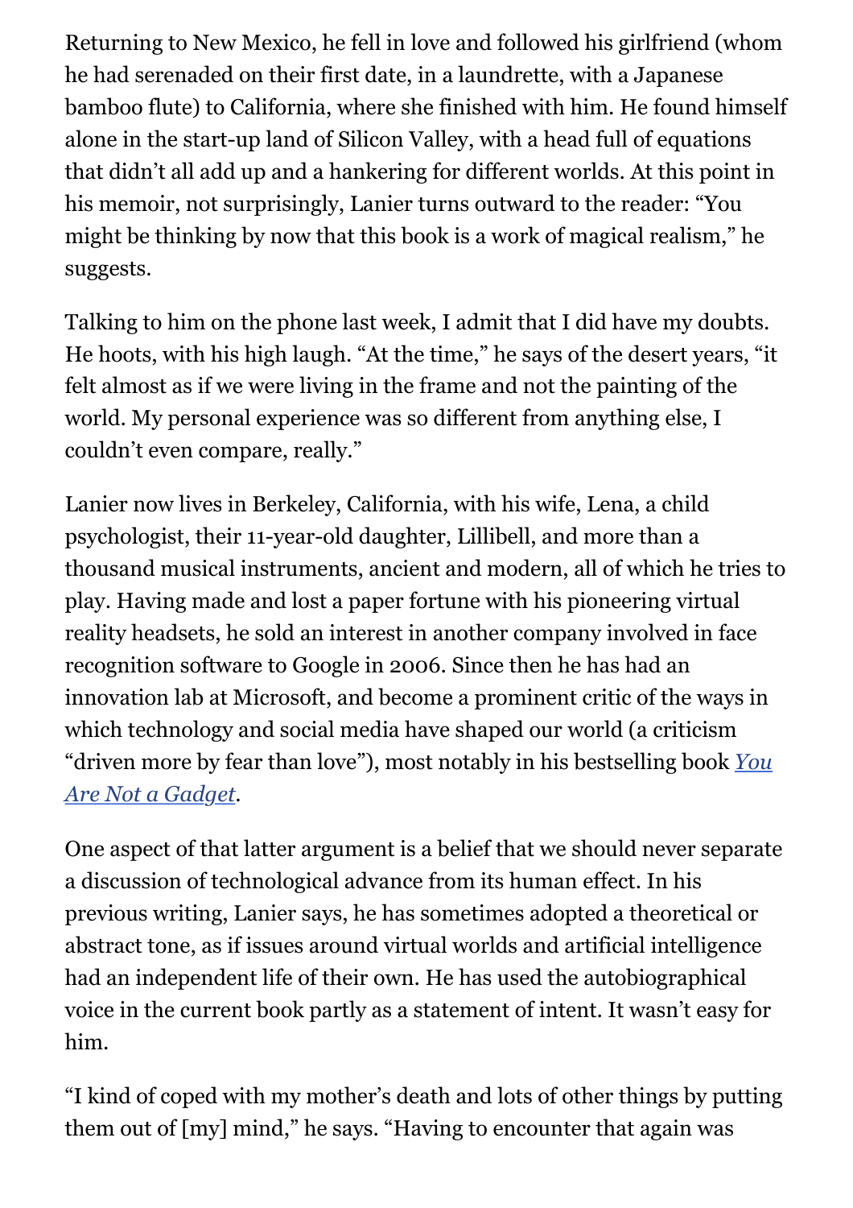Returning to New Mexico, he fell in love and followed his girlfriend (whom he had serenaded on their first date, in a laundrette, with a Japanese bamboo flute) to California, where she finished with him. He found himself alone in the start-up land of Silicon Valley, with a head full of equations that didn't all add up and a hankering for different worlds. At this point in his memoir, not surprisingly, Lanier turns outward to the reader: "You might be thinking by now that this book is a work of magical realism," he suggests.

Talking to him on the phone last week, I admit that I did have my doubts. He hoots, with his high laugh. "At the time," he says of the desert years, "it felt almost as if we were living in the frame and not the painting of the world. My personal experience was so different from anything else, I couldn't even compare, really."

Lanier now lives in Berkeley, California, with his wife, Lena, a child psychologist, their 11-year-old daughter, Lillibell, and more than a thousand musical instruments, ancient and modern, all of which he tries to play. Having made and lost a paper fortune with his pioneering virtual reality headsets, he sold an interest in another company involved in face recognition software to Google in 2006. Since then he has had an innovation lab at Microsoft, and become a prominent critic of the ways in which technology and social media have shaped our world (a criticism "driven more by fear than love"), most notably in his bestselling book *You Are Not a Gadget*.

One aspect of that latter argument is a belief that we should never separate a discussion of technological advance from its human effect. In his previous writing, Lanier says, he has sometimes adopted a theoretical or abstract tone, as if issues around virtual worlds and artificial intelligence had an independent life of their own. He has used the autobiographical voice in the current book partly as a statement of intent. It wasn't easy for him.

"I kind of coped with my mother's death and lots of other things by putting them out of [my] mind," he says. "Having to encounter that again was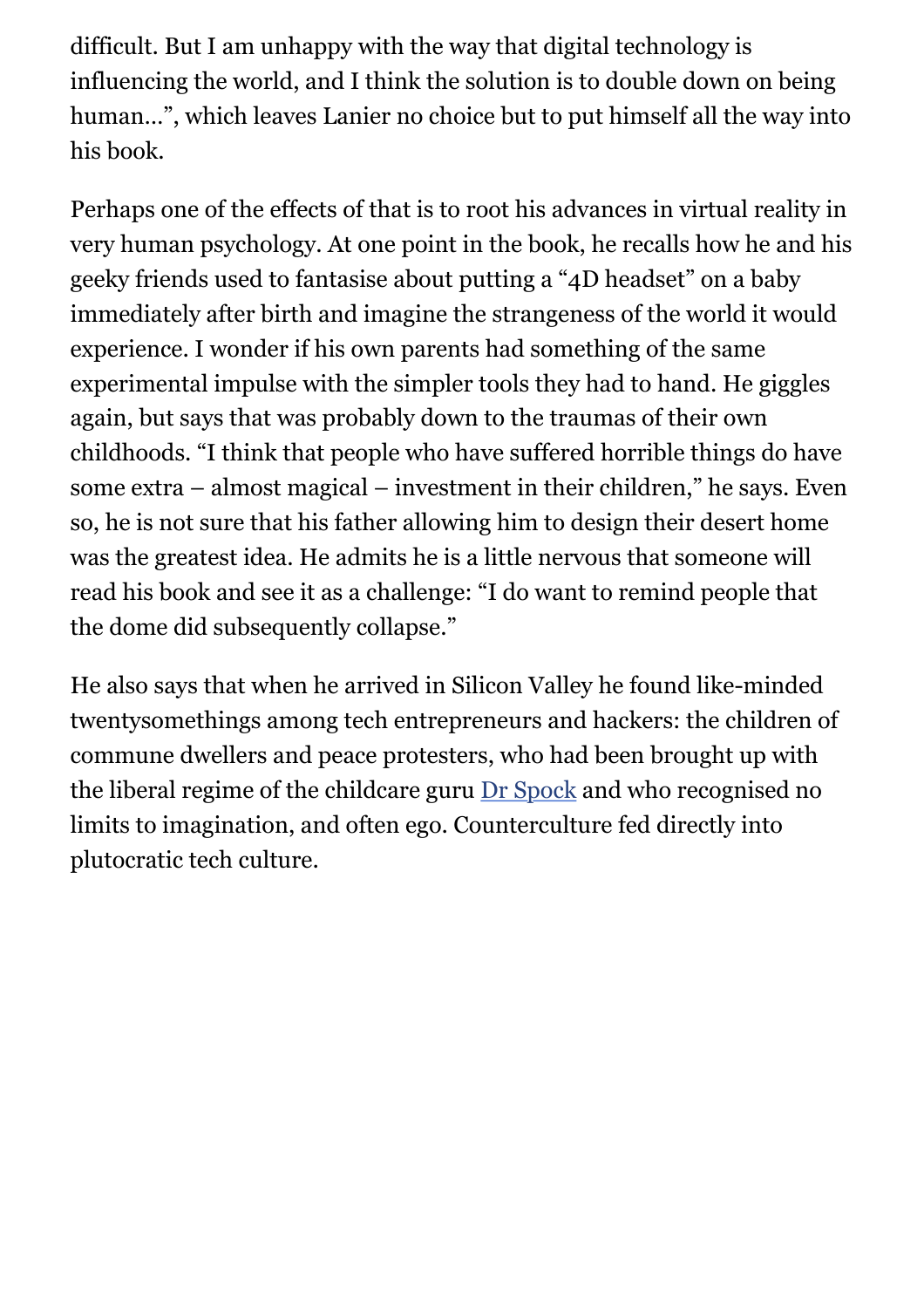difficult. But I am unhappy with the way that digital technology is influencing the world, and I think the solution is to double down on being human…", which leaves Lanier no choice but to put himself all the way into his book.

Perhaps one of the effects of that is to root his advances in virtual reality in very human psychology. At one point in the book, he recalls how he and his geeky friends used to fantasise about putting a "4D headset" on a baby immediately after birth and imagine the strangeness of the world it would experience. I wonder if his own parents had something of the same experimental impulse with the simpler tools they had to hand. He giggles again, but says that was probably down to the traumas of their own childhoods. "I think that people who have suffered horrible things do have some extra – almost magical – investment in their children," he says. Even so, he is not sure that his father allowing him to design their desert home was the greatest idea. He admits he is a little nervous that someone will read his book and see it as a challenge: "I do want to remind people that the dome did subsequently collapse."

He also says that when he arrived in Silicon Valley he found like-minded twentysomethings among tech entrepreneurs and hackers: the children of commune dwellers and peace protesters, who had been brought up with the liberal regime of the childcare guru Dr Spock and who recognised no limits to imagination, and often ego. Counterculture fed directly into plutocratic tech culture.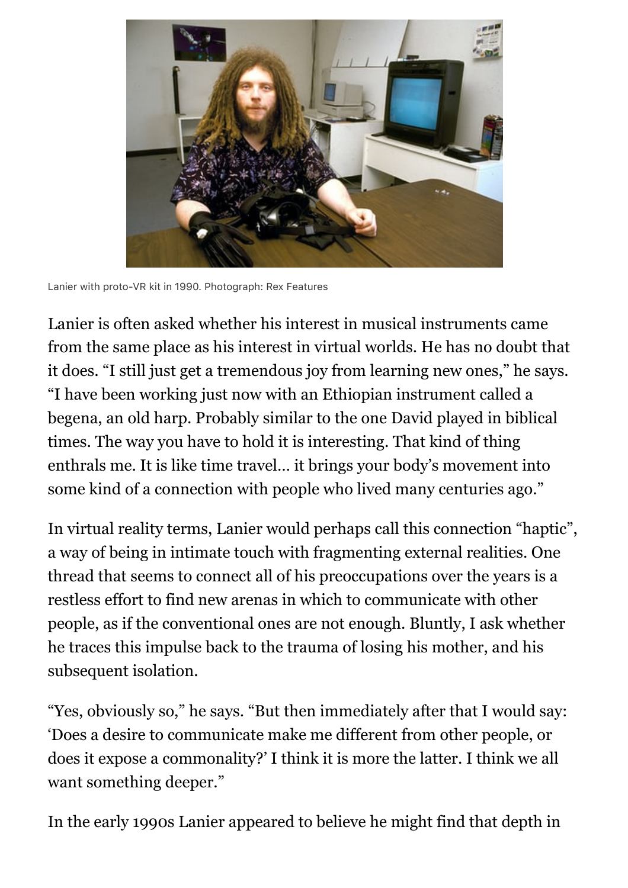Lanier with proto-VR kit in 1990. Photograph: Rex Features

Lanier is often asked whether his interest in musical instruments came from the same place as his interest in virtual worlds. He has no doubt that it does. "I still just get a tremendous joy from learning new ones," he says. "I have been working just now with an Ethiopian instrument called a begena, an old harp. Probably similar to the one David played in biblical times. The way you have to hold it is interesting. That kind of thing enthrals me. It is like time travel… it brings your body's movement into some kind of a connection with people who lived many centuries ago."

In virtual reality terms, Lanier would perhaps call this connection "haptic", a way of being in intimate touch with fragmenting external realities. One thread that seems to connect all of his preoccupations over the years is a restless effort to find new arenas in which to communicate with other people, as if the conventional ones are not enough. Bluntly, I ask whether he traces this impulse back to the trauma of losing his mother, and his subsequent isolation.

"Yes, obviously so," he says. "But then immediately after that I would say: 'Does a desire to communicate make me different from other people, or does it expose a commonality?' I think it is more the latter. I think we all want something deeper."

In the early 1990s Lanier appeared to believe he might find that depth in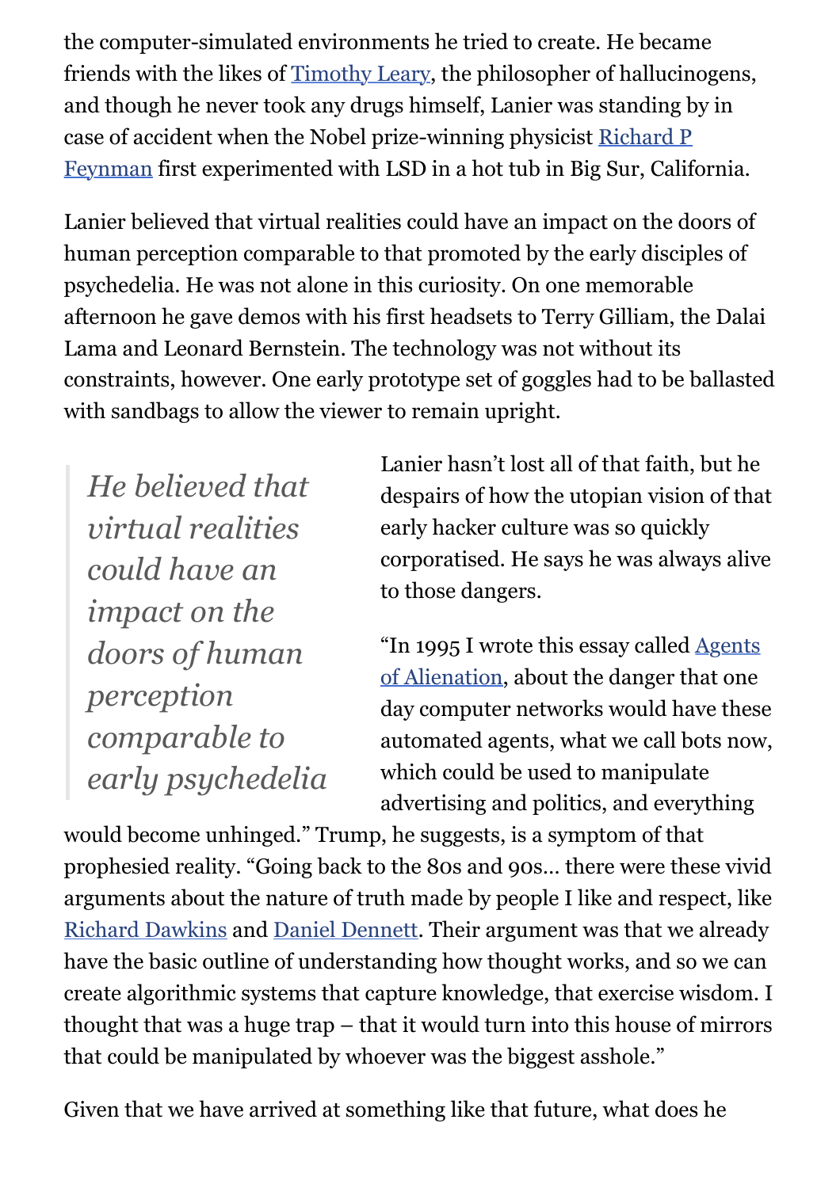the computer-simulated environments he tried to create. He became friends with the likes of [Timothy Leary](), the philosopher of hallucinogens, and though he never took any drugs himself, Lanier was standing by in case of accident when the Nobel prize-winning physicist [Richard P Feynman]() first experimented with LSD in a hot tub in Big Sur, California.

Lanier believed that virtual realities could have an impact on the doors of human perception comparable to that promoted by the early disciples of psychedelia. He was not alone in this curiosity. On one memorable afternoon he gave demos with his first headsets to Terry Gilliam, the Dalai Lama and Leonard Bernstein. The technology was not without its constraints, however. One early prototype set of goggles had to be ballasted with sandbags to allow the viewer to remain upright.

> *He believed that virtual realities could have an impact on the doors of human perception comparable to early psychedelia*

Lanier hasn't lost all of that faith, but he despairs of how the utopian vision of that early hacker culture was so quickly corporatised. He says he was always alive to those dangers.

"In 1995 I wrote this essay called [Agents of Alienation](), about the danger that one day computer networks would have these automated agents, what we call bots now, which could be used to manipulate advertising and politics, and everything would become unhinged." Trump, he suggests, is a symptom of that prophesied reality. "Going back to the 80s and 90s… there were these vivid arguments about the nature of truth made by people I like and respect, like [Richard Dawkins]() and [Daniel Dennett](). Their argument was that we already have the basic outline of understanding how thought works, and so we can create algorithmic systems that capture knowledge, that exercise wisdom. I thought that was a huge trap – that it would turn into this house of mirrors that could be manipulated by whoever was the biggest asshole."

Given that we have arrived at something like that future, what does he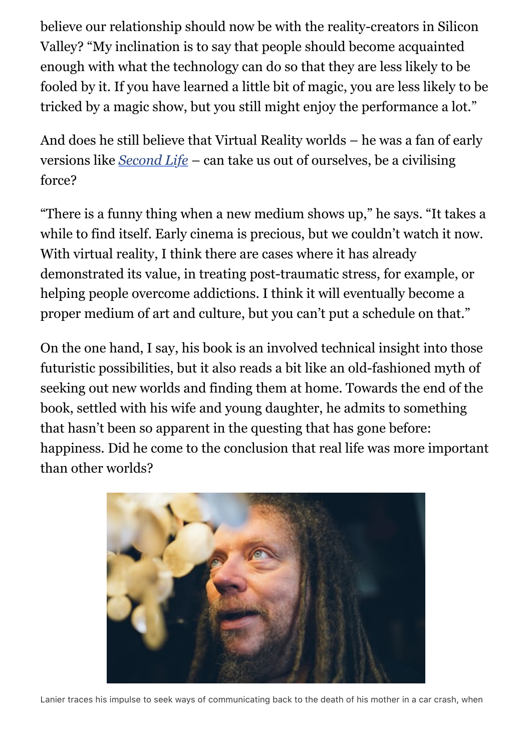believe our relationship should now be with the reality-creators in Silicon Valley? "My inclination is to say that people should become acquainted enough with what the technology can do so that they are less likely to be fooled by it. If you have learned a little bit of magic, you are less likely to be tricked by a magic show, but you still might enjoy the performance a lot."

And does he still believe that Virtual Reality worlds – he was a fan of early versions like *Second Life* – can take us out of ourselves, be a civilising force?

"There is a funny thing when a new medium shows up," he says. "It takes a while to find itself. Early cinema is precious, but we couldn't watch it now. With virtual reality, I think there are cases where it has already demonstrated its value, in treating post-traumatic stress, for example, or helping people overcome addictions. I think it will eventually become a proper medium of art and culture, but you can't put a schedule on that."

On the one hand, I say, his book is an involved technical insight into those futuristic possibilities, but it also reads a bit like an old-fashioned myth of seeking out new worlds and finding them at home. Towards the end of the book, settled with his wife and young daughter, he admits to something that hasn't been so apparent in the questing that has gone before: happiness. Did he come to the conclusion that real life was more important than other worlds?

Lanier traces his impulse to seek ways of communicating back to the death of his mother in a car crash, when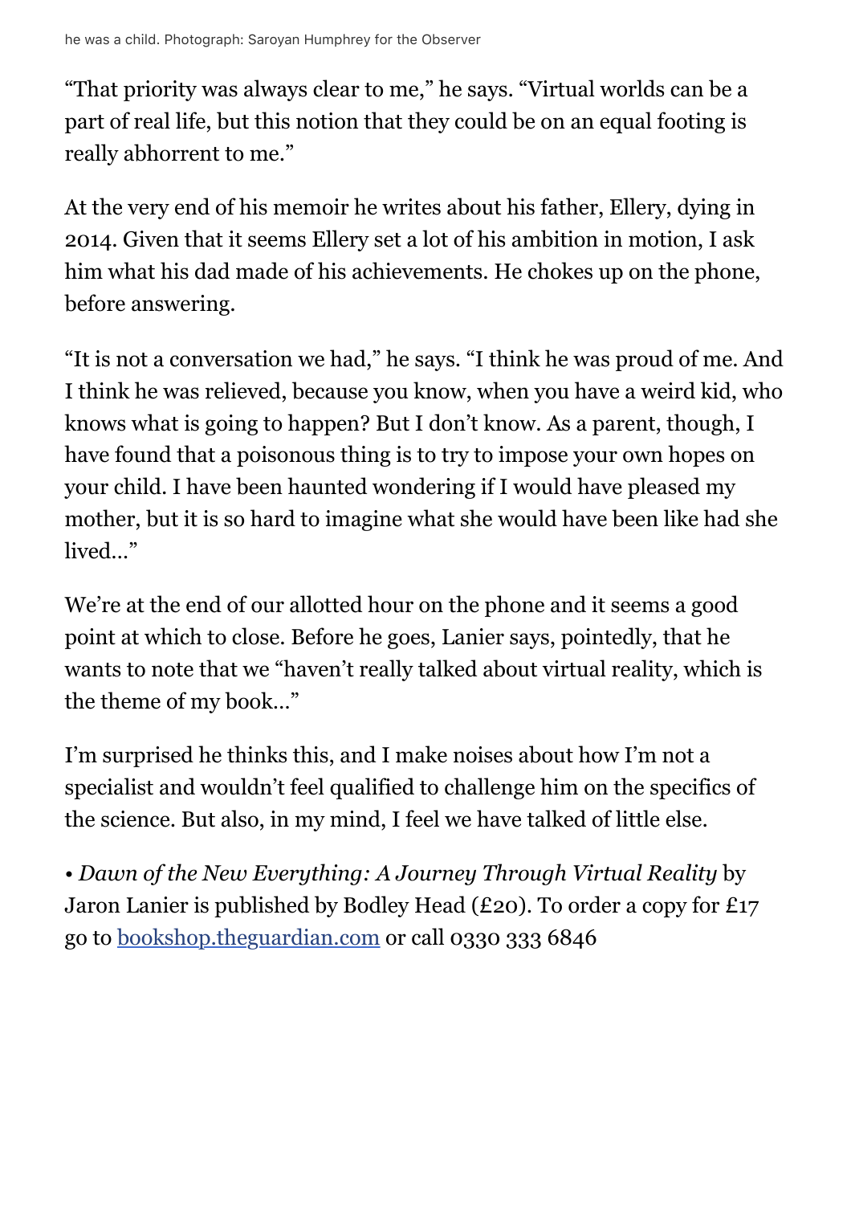he was a child. Photograph: Saroyan Humphrey for the Observer

"That priority was always clear to me," he says. "Virtual worlds can be a part of real life, but this notion that they could be on an equal footing is really abhorrent to me."

At the very end of his memoir he writes about his father, Ellery, dying in 2014. Given that it seems Ellery set a lot of his ambition in motion, I ask him what his dad made of his achievements. He chokes up on the phone, before answering.

"It is not a conversation we had," he says. "I think he was proud of me. And I think he was relieved, because you know, when you have a weird kid, who knows what is going to happen? But I don't know. As a parent, though, I have found that a poisonous thing is to try to impose your own hopes on your child. I have been haunted wondering if I would have pleased my mother, but it is so hard to imagine what she would have been like had she lived…"

We're at the end of our allotted hour on the phone and it seems a good point at which to close. Before he goes, Lanier says, pointedly, that he wants to note that we "haven't really talked about virtual reality, which is the theme of my book…"

I'm surprised he thinks this, and I make noises about how I'm not a specialist and wouldn't feel qualified to challenge him on the specifics of the science. But also, in my mind, I feel we have talked of little else.

• *Dawn of the New Everything: A Journey Through Virtual Reality* by Jaron Lanier is published by Bodley Head (£20). To order a copy for £17 go to [bookshop.theguardian.com](bookshop.theguardian.com) or call 0330 333 6846